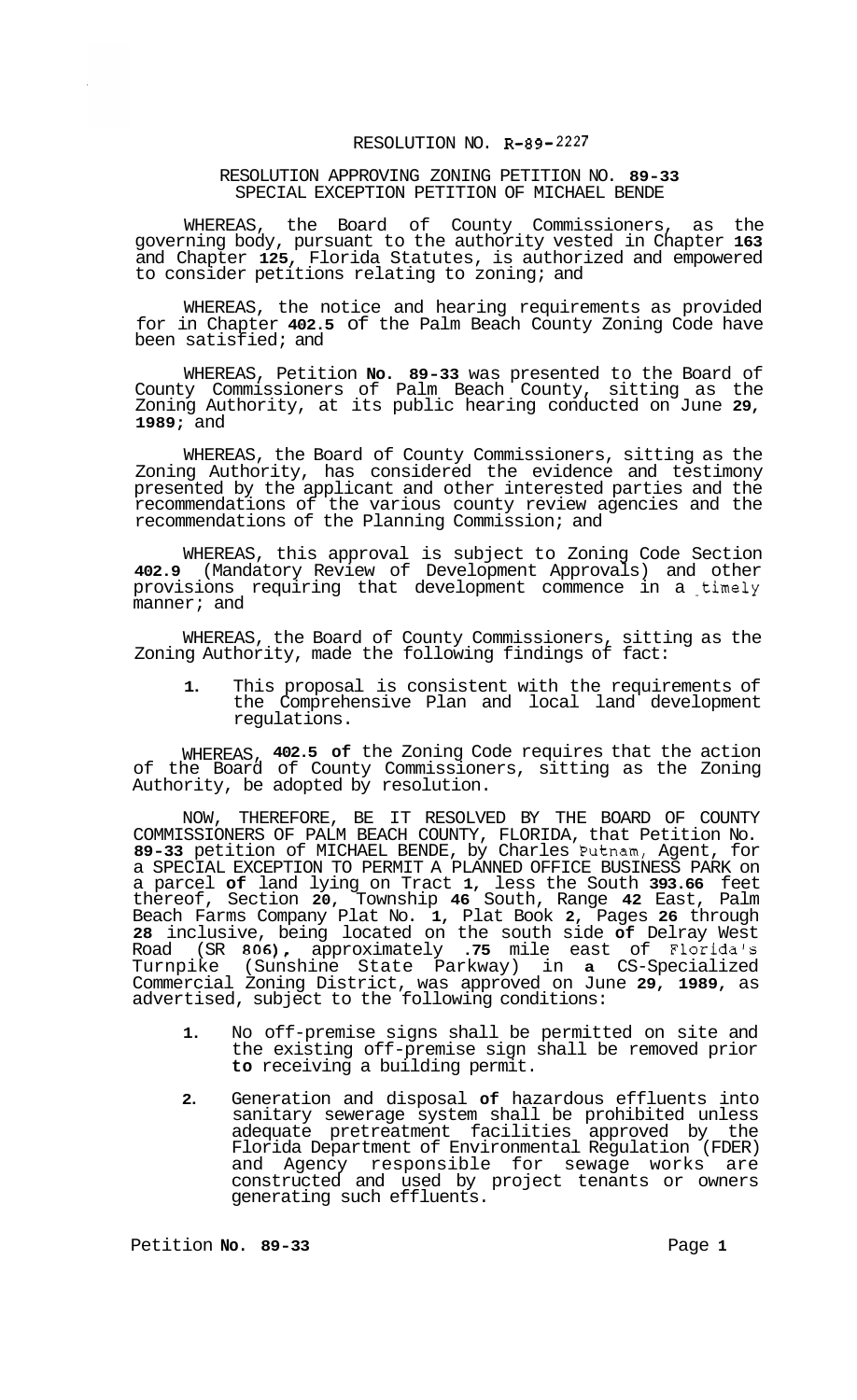RESOLUTION NO. R-89-2227

RESOLUTION APPROVING ZONING PETITION NO. 89-33
SPECIAL EXCEPTION PETITION OF MICHAEL BENDE

WHEREAS, the Board of County Commissioners, as the governing body, pursuant to the authority vested in Chapter 163 and Chapter 125, Florida Statutes, is authorized and empowered to consider petitions relating to zoning; and

WHEREAS, the notice and hearing requirements as provided for in Chapter 402.5 of the Palm Beach County Zoning Code have been satisfied; and

WHEREAS, Petition No. 89-33 was presented to the Board of County Commissioners of Palm Beach County, sitting as the Zoning Authority, at its public hearing conducted on June 29, 1989; and

WHEREAS, the Board of County Commissioners, sitting as the Zoning Authority, has considered the evidence and testimony presented by the applicant and other interested parties and the recommendations of the various county review agencies and the recommendations of the Planning Commission; and

WHEREAS, this approval is subject to Zoning Code Section 402.9 (Mandatory Review of Development Approvals) and other provisions requiring that development commence in a timely manner; and

WHEREAS, the Board of County Commissioners, sitting as the Zoning Authority, made the following findings of fact:

1. This proposal is consistent with the requirements of the Comprehensive Plan and local land development regulations.

WHEREAS, 402.5 of the Zoning Code requires that the action of the Board of County Commissioners, sitting as the Zoning Authority, be adopted by resolution.

NOW, THEREFORE, BE IT RESOLVED BY THE BOARD OF COUNTY COMMISSIONERS OF PALM BEACH COUNTY, FLORIDA, that Petition No. 89-33 petition of MICHAEL BENDE, by Charles Putnam, Agent, for a SPECIAL EXCEPTION TO PERMIT A PLANNED OFFICE BUSINESS PARK on a parcel of land lying on Tract 1, less the South 393.66 feet thereof, Section 20, Township 46 South, Range 42 East, Palm Beach Farms Company Plat No. 1, Plat Book 2, Pages 26 through 28 inclusive, being located on the south side of Delray West Road (SR 806), approximately .75 mile east of Florida's Turnpike (Sunshine State Parkway) in a CS-Specialized Commercial Zoning District, was approved on June 29, 1989, as advertised, subject to the following conditions:

1. No off-premise signs shall be permitted on site and the existing off-premise sign shall be removed prior to receiving a building permit.

2. Generation and disposal of hazardous effluents into sanitary sewerage system shall be prohibited unless adequate pretreatment facilities approved by the Florida Department of Environmental Regulation (FDER) and Agency responsible for sewage works are constructed and used by project tenants or owners generating such effluents.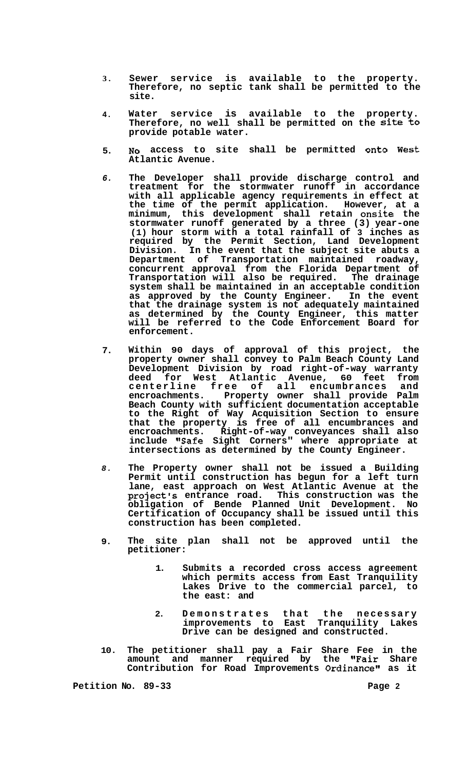3. Sewer service is available to the property. Therefore, no septic tank shall be permitted to the site.

4. Water service is available to the property. Therefore, no well shall be permitted on the site to provide potable water.

5. No access to site shall be permitted onto West Atlantic Avenue.

6. The Developer shall provide discharge control and treatment for the stormwater runoff in accordance with all applicable agency requirements in effect at the time of the permit application. However, at a minimum, this development shall retain onsite the stormwater runoff generated by a three (3) year-one (1) hour storm with a total rainfall of 3 inches as required by the Permit Section, Land Development Division. In the event that the subject site abuts a Department of Transportation maintained roadway, concurrent approval from the Florida Department of Transportation will also be required. The drainage system shall be maintained in an acceptable condition as approved by the County Engineer. In the event that the drainage system is not adequately maintained as determined by the County Engineer, this matter will be referred to the Code Enforcement Board for enforcement.

7. Within 90 days of approval of this project, the property owner shall convey to Palm Beach County Land Development Division by road right-of-way warranty deed for West Atlantic Avenue, 60 feet from centerline free of all encumbrances and encroachments. Property owner shall provide Palm Beach County with sufficient documentation acceptable to the Right of Way Acquisition Section to ensure that the property is free of all encumbrances and encroachments. Right-of-way conveyances shall also include "Safe Sight Corners" where appropriate at intersections as determined by the County Engineer.

8. The Property owner shall not be issued a Building Permit until construction has begun for a left turn lane, east approach on West Atlantic Avenue at the project's entrance road. This construction was the obligation of Bende Planned Unit Development. No Certification of Occupancy shall be issued until this construction has been completed.

9. The site plan shall not be approved until the petitioner:

    1. Submits a recorded cross access agreement which permits access from East Tranquility Lakes Drive to the commercial parcel, to the east: and

    2. Demonstrates that the necessary improvements to East Tranquility Lakes Drive can be designed and constructed.

10. The petitioner shall pay a Fair Share Fee in the amount and manner required by the "Fair Share Contribution for Road Improvements Ordinance" as it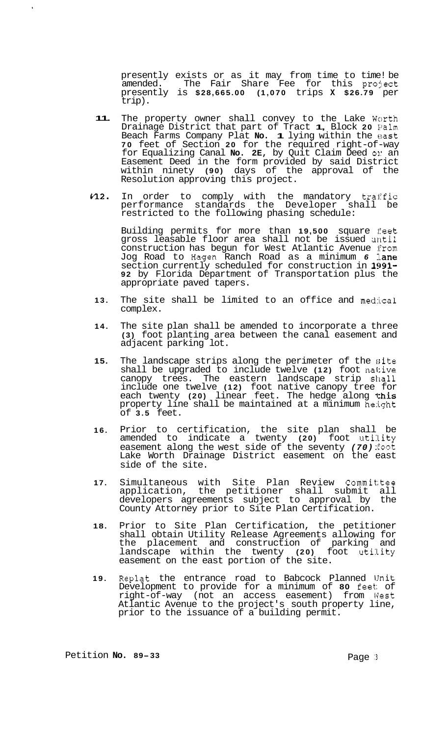presently exists or as it may from time to time be amended. The Fair Share Fee for this project presently is **$28,665.00** (**1,070** trips X **$26.79** per trip).

11. The property owner shall convey to the Lake Worth Drainage District that part of Tract **1**, Block **20** Palm Beach Farms Company Plat **No. 1** lying within the east **70** feet of Section **20** for the required right-of-way for Equalizing Canal **No. 2E**, by Quit Claim Deed or an Easement Deed in the form provided by said District within ninety **(90)** days of the approval of the Resolution approving this project.

12. In order to comply with the mandatory traffic performance standards the Developer shall be restricted to the following phasing schedule:

    Building permits for more than **19,500** square feet gross leasable floor area shall not be issued until construction has begun for West Atlantic Avenue from Jog Road to Hagen Ranch Road as a minimum *6* lane section currently scheduled for construction in **1991-92** by Florida Department of Transportation plus the appropriate paved tapers.

13. The site shall be limited to an office and medical complex.

14. The site plan shall be amended to incorporate a three **(3)** foot planting area between the canal easement and adjacent parking lot.

15. The landscape strips along the perimeter of the site shall be upgraded to include twelve **(12)** foot native canopy trees. The eastern landscape strip shall include one twelve **(12)** foot native canopy tree for each twenty **(20)** linear feet. The hedge along this property line shall be maintained at a minimum height of **3.5** feet.

16. Prior to certification, the site plan shall be amended to indicate a twenty **(20)** foot utility easement along the west side of the seventy *(70)* foot Lake Worth Drainage District easement on the east side of the site.

17. Simultaneous with Site Plan Review Committee application, the petitioner shall submit all developers agreements subject to approval by the County Attorney prior to Site Plan Certification.

18. Prior to Site Plan Certification, the petitioner shall obtain Utility Release Agreements allowing for the placement and construction of parking and landscape within the twenty **(20)** foot utility easement on the east portion of the site.

19. Replat the entrance road to Babcock Planned Unit Development to provide for a minimum of **80** feet of right-of-way (not an access easement) from West Atlantic Avenue to the project's south property line, prior to the issuance of a building permit.

Petition **No. 89-33**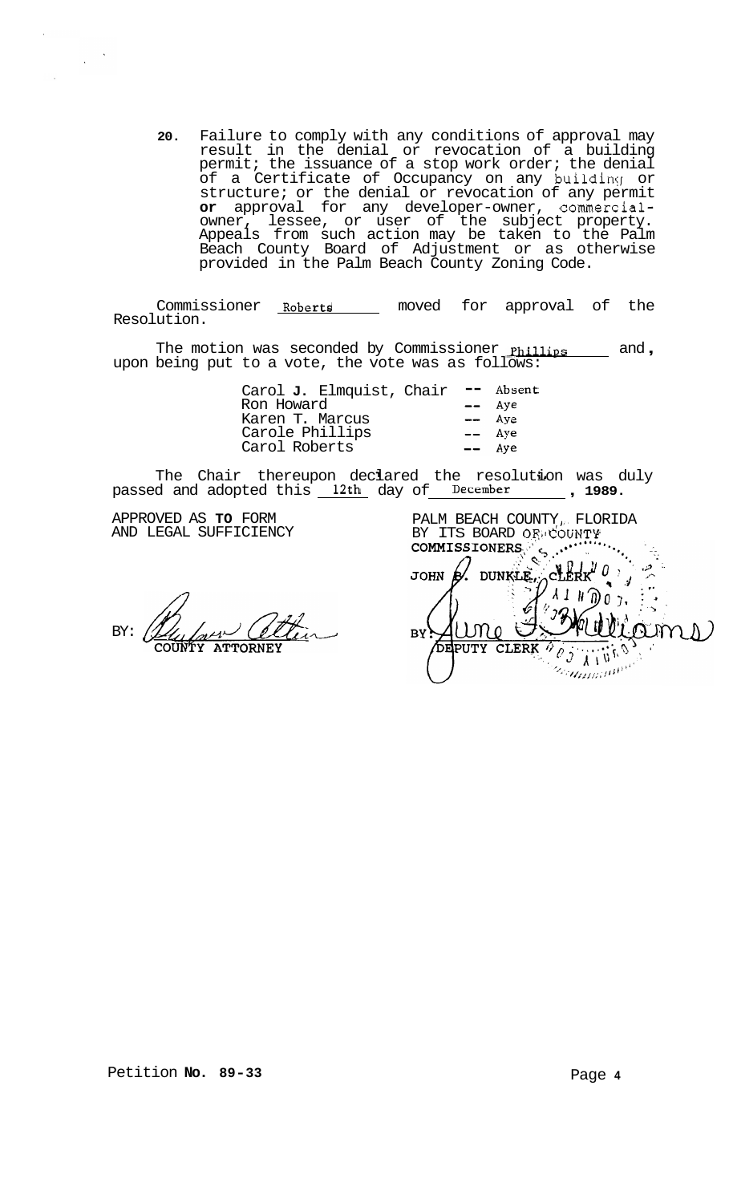20. Failure to comply with any conditions of approval may result in the denial or revocation of a building permit; the issuance of a stop work order; the denial of a Certificate of Occupancy on any building or structure; or the denial or revocation of any permit or approval for any developer-owner, commercial-owner, lessee, or user of the subject property. Appeals from such action may be taken to the Palm Beach County Board of Adjustment or as otherwise provided in the Palm Beach County Zoning Code.

Commissioner Roberts moved for approval of the Resolution.

The motion was seconded by Commissioner Phillips and, upon being put to a vote, the vote was as follows:

| | |
|---|---|
| Carol J. Elmquist, Chair | -- Absent |
| Ron Howard | -- Aye |
| Karen T. Marcus | -- Aye |
| Carole Phillips | -- Aye |
| Carol Roberts | -- Aye |

The Chair thereupon declared the resolution was duly passed and adopted this 12th day of December, 1989.

APPROVED AS TO FORM AND LEGAL SUFFICIENCY

BY: COUNTY ATTORNEY

PALM BEACH COUNTY, FLORIDA BY ITS BOARD OF COUNTY COMMISSIONERS

JOHN B. DUNKLE, CLERK

BY: DEPUTY CLERK

Petition No. 89-33